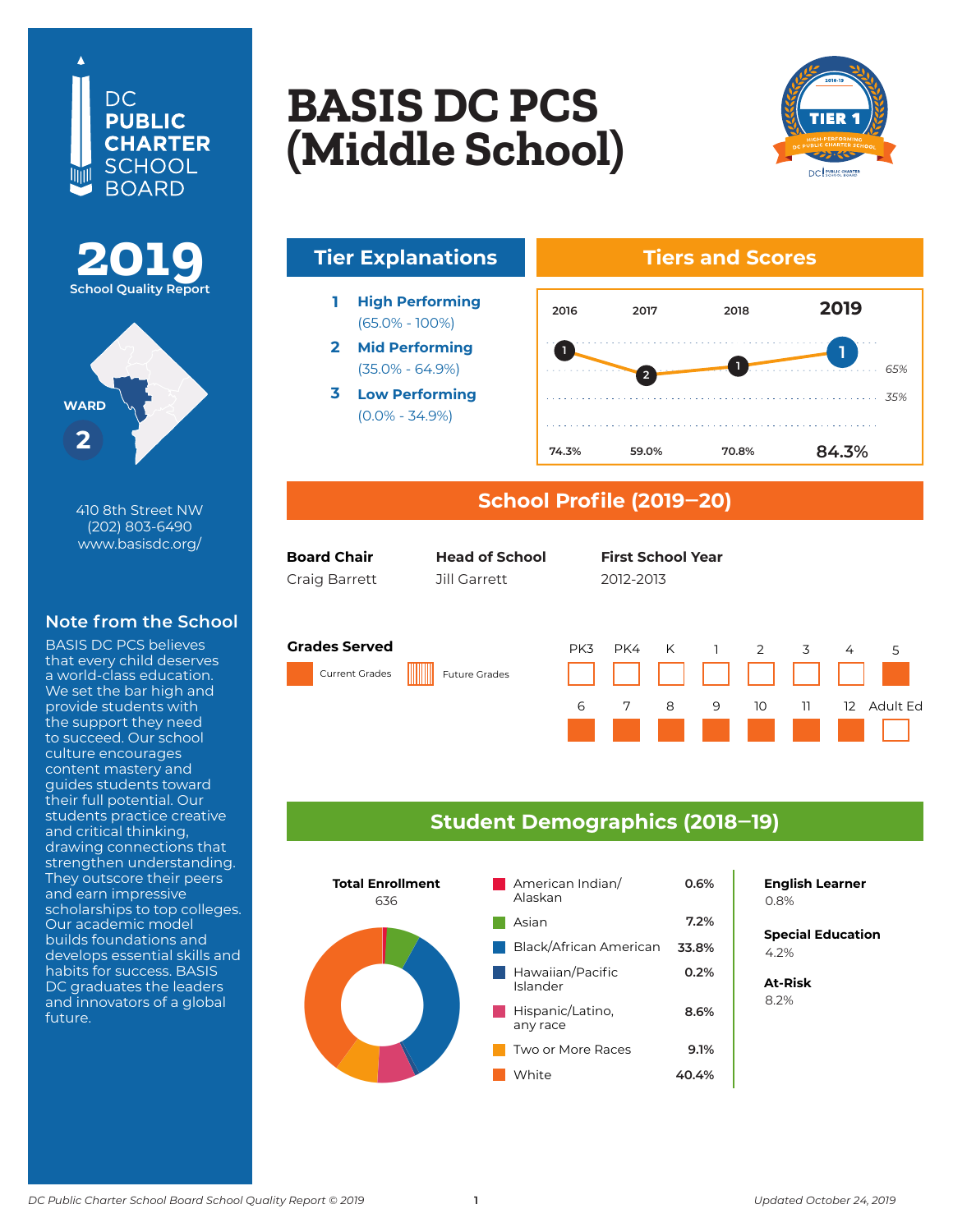DC PUBLIC CHARTER SCHOOL BOARD

# BASIS DC PCS (Middle School)

**2019** School Quality Report

TIER 1 — 2018-19 HIGH-PERFORMING DC PUBLIC CHARTER SCHOOL

WARD 2

410 8th Street NW
(202) 803-6490
www.basisdc.org/

## Note from the School

BASIS DC PCS believes that every child deserves a world-class education. We set the bar high and provide students with the support they need to succeed. Our school culture encourages content mastery and guides students toward their full potential. Our students practice creative and critical thinking, drawing connections that strengthen understanding. They outscore their peers and earn impressive scholarships to top colleges. Our academic model builds foundations and develops essential skills and habits for success. BASIS DC graduates the leaders and innovators of a global future.

## Tier Explanations

1. **High Performing** (65.0% - 100%)
2. **Mid Performing** (35.0% - 64.9%)
3. **Low Performing** (0.0% - 34.9%)

## Tiers and Scores

| | 2016 | 2017 | 2018 | 2019 |
|---|---|---|---|---|
| Tier | 1 | 2 | 1 | 1 |
| Score | 74.3% | 59.0% | 70.8% | 84.3% |

## School Profile (2019–20)

| Board Chair | Head of School | First School Year |
|---|---|---|
| Craig Barrett | Jill Garrett | 2012-2013 |

### Grades Served

Current Grades: 5, 6, 7, 8, 9, 10, 11, 12

| PK3 | PK4 | K | 1 | 2 | 3 | 4 | 5 | 6 | 7 | 8 | 9 | 10 | 11 | 12 | Adult Ed |
|---|---|---|---|---|---|---|---|---|---|---|---|---|---|---|---|
| | | | | | | | Current | Current | Current | Current | Current | Current | Current | Current | |

## Student Demographics (2018–19)

**Total Enrollment**
636

| Race/Ethnicity | Percent |
|---|---|
| American Indian/ Alaskan | 0.6% |
| Asian | 7.2% |
| Black/African American | 33.8% |
| Hawaiian/Pacific Islander | 0.2% |
| Hispanic/Latino, any race | 8.6% |
| Two or More Races | 9.1% |
| White | 40.4% |

**English Learner**
0.8%

**Special Education**
4.2%

**At-Risk**
8.2%

*Updated October 24, 2019*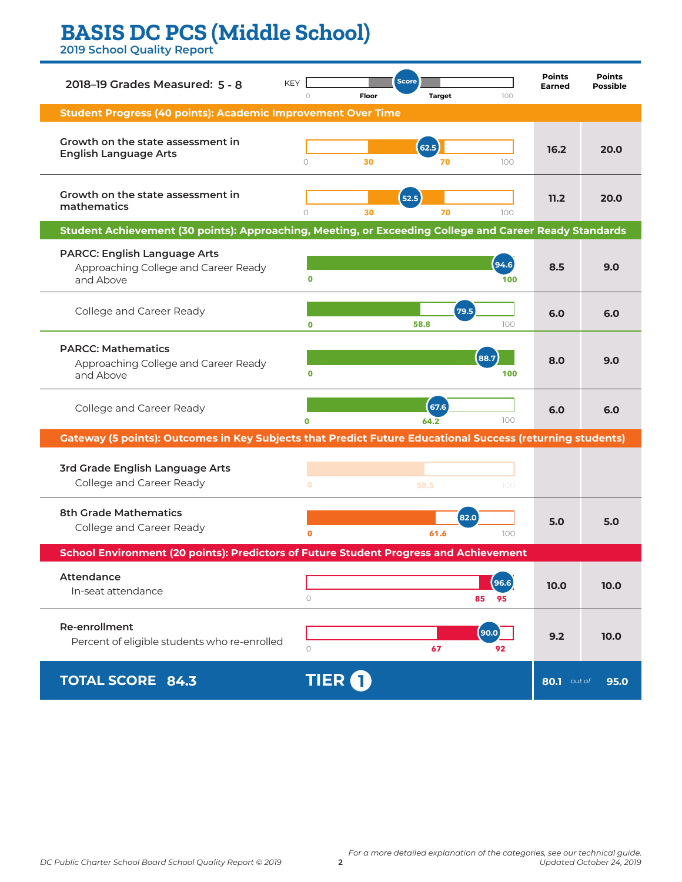# BASIS DC PCS (Middle School)

## 2019 School Quality Report

**2018–19 Grades Measured: 5 - 8**

KEY: 0 Floor Score Target 100

| | | Points Earned | Points Possible |
|---|---|---|---|
| **Student Progress (40 points): Academic Improvement Over Time** | | | |
| Growth on the state assessment in English Language Arts | 0 30 62.5 70 100 | 16.2 | 20.0 |
| Growth on the state assessment in mathematics | 0 30 52.5 70 100 | 11.2 | 20.0 |
| **Student Achievement (30 points): Approaching, Meeting, or Exceeding College and Career Ready Standards** | | | |
| PARCC: English Language Arts — Approaching College and Career Ready and Above | 0 94.6 100 | 8.5 | 9.0 |
| College and Career Ready | 0 58.8 79.5 100 | 6.0 | 6.0 |
| PARCC: Mathematics — Approaching College and Career Ready and Above | 0 88.7 100 | 8.0 | 9.0 |
| College and Career Ready | 0 64.2 67.6 100 | 6.0 | 6.0 |
| **Gateway (5 points): Outcomes in Key Subjects that Predict Future Educational Success (returning students)** | | | |
| 3rd Grade English Language Arts — College and Career Ready | 0 58.5 100 | | |
| 8th Grade Mathematics — College and Career Ready | 0 61.6 82.0 100 | 5.0 | 5.0 |
| **School Environment (20 points): Predictors of Future Student Progress and Achievement** | | | |
| Attendance — In-seat attendance | 0 85 95 96.6 | 10.0 | 10.0 |
| Re-enrollment — Percent of eligible students who re-enrolled | 0 67 90.0 92 | 9.2 | 10.0 |

**TOTAL SCORE 84.3** | **TIER 1** | **80.1** *out of* **95.0**

*For a more detailed explanation of the categories, see our technical guide.*
*Updated October 24, 2019*